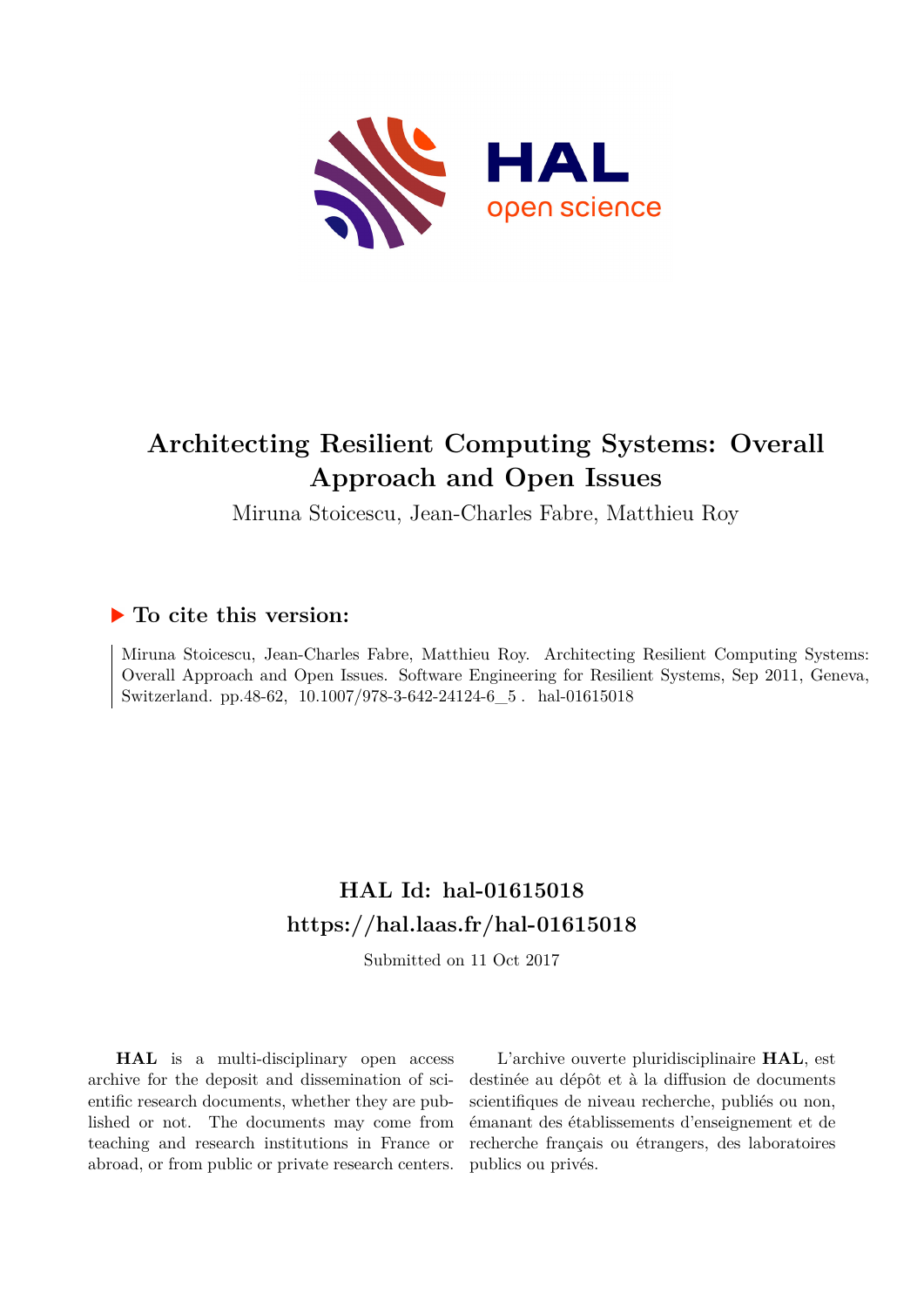# Architecting Resilient Computing Systems: Overall Approach and Open Issues

Miruna Stoicescu, Jean-Charles Fabre, Matthieu Roy

## ▶ To cite this version:

Miruna Stoicescu, Jean-Charles Fabre, Matthieu Roy. Architecting Resilient Computing Systems: Overall Approach and Open Issues. Software Engineering for Resilient Systems, Sep 2011, Geneva, Switzerland. pp.48-62, 10.1007/978-3-642-24124-6_5 . hal-01615018

## HAL Id: hal-01615018
## https://hal.laas.fr/hal-01615018

Submitted on 11 Oct 2017

**HAL** is a multi-disciplinary open access archive for the deposit and dissemination of scientific research documents, whether they are published or not. The documents may come from teaching and research institutions in France or abroad, or from public or private research centers.

L'archive ouverte pluridisciplinaire **HAL**, est destinée au dépôt et à la diffusion de documents scientifiques de niveau recherche, publiés ou non, émanant des établissements d'enseignement et de recherche français ou étrangers, des laboratoires publics ou privés.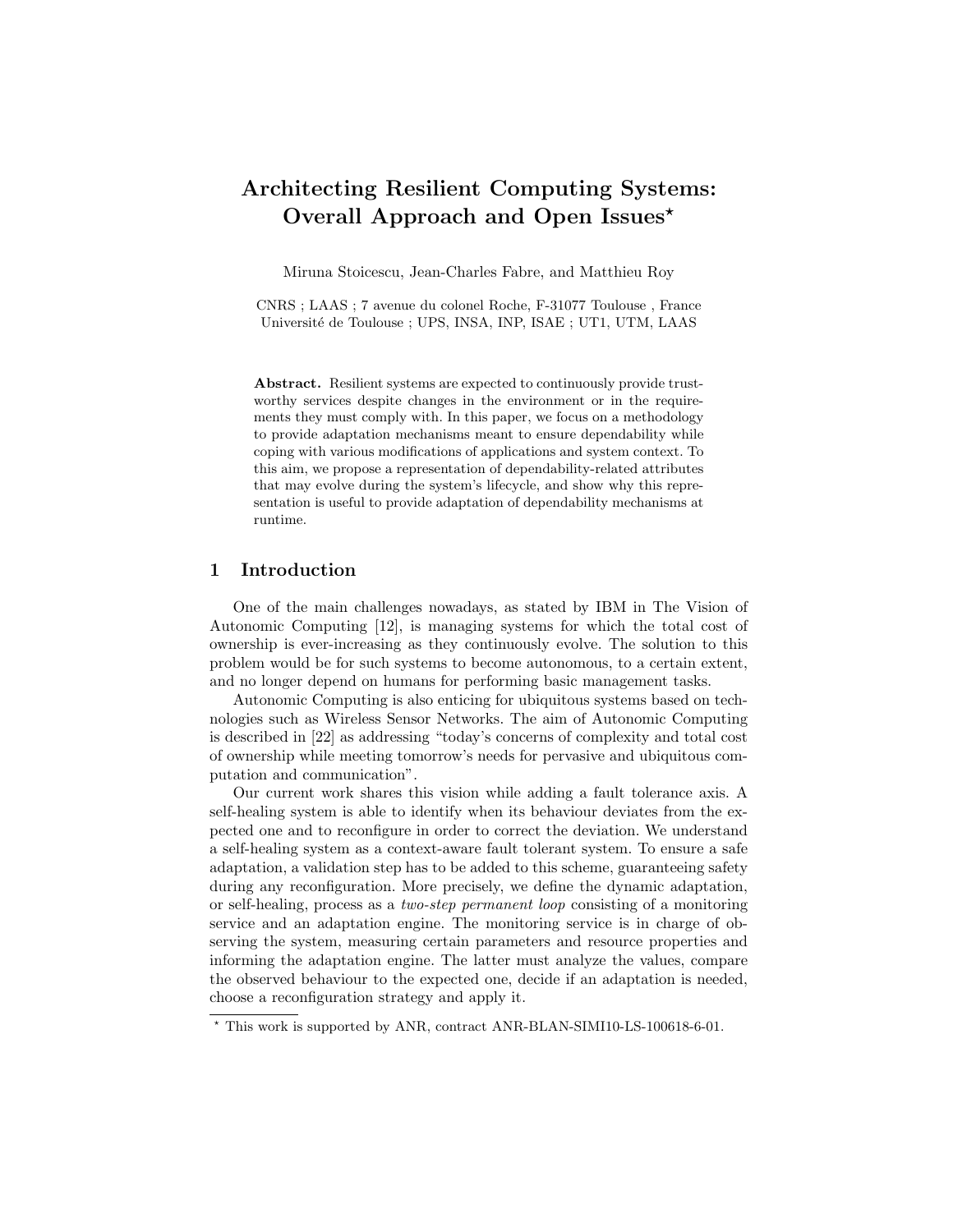# Architecting Resilient Computing Systems: Overall Approach and Open Issues*

Miruna Stoicescu, Jean-Charles Fabre, and Matthieu Roy

CNRS ; LAAS ; 7 avenue du colonel Roche, F-31077 Toulouse , France
Université de Toulouse ; UPS, INSA, INP, ISAE ; UT1, UTM, LAAS

**Abstract.** Resilient systems are expected to continuously provide trustworthy services despite changes in the environment or in the requirements they must comply with. In this paper, we focus on a methodology to provide adaptation mechanisms meant to ensure dependability while coping with various modifications of applications and system context. To this aim, we propose a representation of dependability-related attributes that may evolve during the system's lifecycle, and show why this representation is useful to provide adaptation of dependability mechanisms at runtime.

## 1 Introduction

One of the main challenges nowadays, as stated by IBM in The Vision of Autonomic Computing [12], is managing systems for which the total cost of ownership is ever-increasing as they continuously evolve. The solution to this problem would be for such systems to become autonomous, to a certain extent, and no longer depend on humans for performing basic management tasks.

Autonomic Computing is also enticing for ubiquitous systems based on technologies such as Wireless Sensor Networks. The aim of Autonomic Computing is described in [22] as addressing "today's concerns of complexity and total cost of ownership while meeting tomorrow's needs for pervasive and ubiquitous computation and communication".

Our current work shares this vision while adding a fault tolerance axis. A self-healing system is able to identify when its behaviour deviates from the expected one and to reconfigure in order to correct the deviation. We understand a self-healing system as a context-aware fault tolerant system. To ensure a safe adaptation, a validation step has to be added to this scheme, guaranteeing safety during any reconfiguration. More precisely, we define the dynamic adaptation, or self-healing, process as a *two-step permanent loop* consisting of a monitoring service and an adaptation engine. The monitoring service is in charge of observing the system, measuring certain parameters and resource properties and informing the adaptation engine. The latter must analyze the values, compare the observed behaviour to the expected one, decide if an adaptation is needed, choose a reconfiguration strategy and apply it.

* This work is supported by ANR, contract ANR-BLAN-SIMI10-LS-100618-6-01.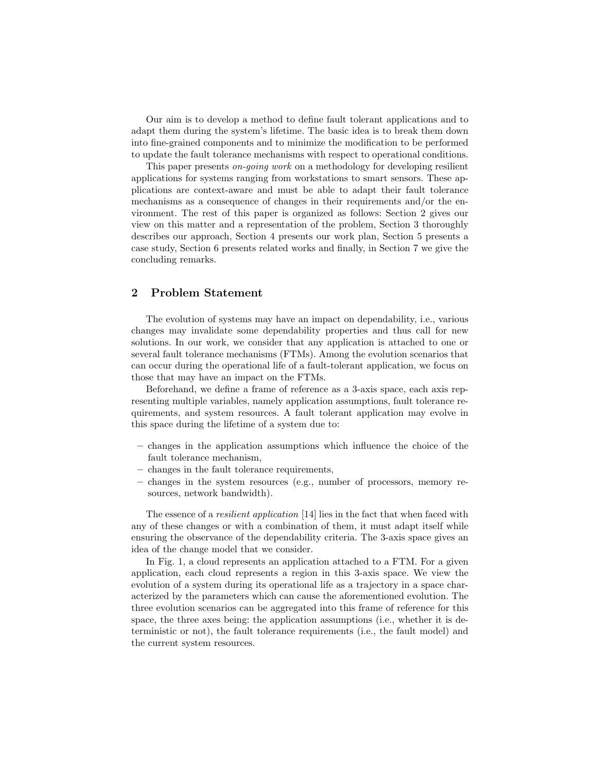Our aim is to develop a method to define fault tolerant applications and to adapt them during the system's lifetime. The basic idea is to break them down into fine-grained components and to minimize the modification to be performed to update the fault tolerance mechanisms with respect to operational conditions.

This paper presents *on-going work* on a methodology for developing resilient applications for systems ranging from workstations to smart sensors. These applications are context-aware and must be able to adapt their fault tolerance mechanisms as a consequence of changes in their requirements and/or the environment. The rest of this paper is organized as follows: Section 2 gives our view on this matter and a representation of the problem, Section 3 thoroughly describes our approach, Section 4 presents our work plan, Section 5 presents a case study, Section 6 presents related works and finally, in Section 7 we give the concluding remarks.

## 2 Problem Statement

The evolution of systems may have an impact on dependability, i.e., various changes may invalidate some dependability properties and thus call for new solutions. In our work, we consider that any application is attached to one or several fault tolerance mechanisms (FTMs). Among the evolution scenarios that can occur during the operational life of a fault-tolerant application, we focus on those that may have an impact on the FTMs.

Beforehand, we define a frame of reference as a 3-axis space, each axis representing multiple variables, namely application assumptions, fault tolerance requirements, and system resources. A fault tolerant application may evolve in this space during the lifetime of a system due to:

- changes in the application assumptions which influence the choice of the fault tolerance mechanism,
- changes in the fault tolerance requirements,
- changes in the system resources (e.g., number of processors, memory resources, network bandwidth).

The essence of a *resilient application* [14] lies in the fact that when faced with any of these changes or with a combination of them, it must adapt itself while ensuring the observance of the dependability criteria. The 3-axis space gives an idea of the change model that we consider.

In Fig. 1, a cloud represents an application attached to a FTM. For a given application, each cloud represents a region in this 3-axis space. We view the evolution of a system during its operational life as a trajectory in a space characterized by the parameters which can cause the aforementioned evolution. The three evolution scenarios can be aggregated into this frame of reference for this space, the three axes being: the application assumptions (i.e., whether it is deterministic or not), the fault tolerance requirements (i.e., the fault model) and the current system resources.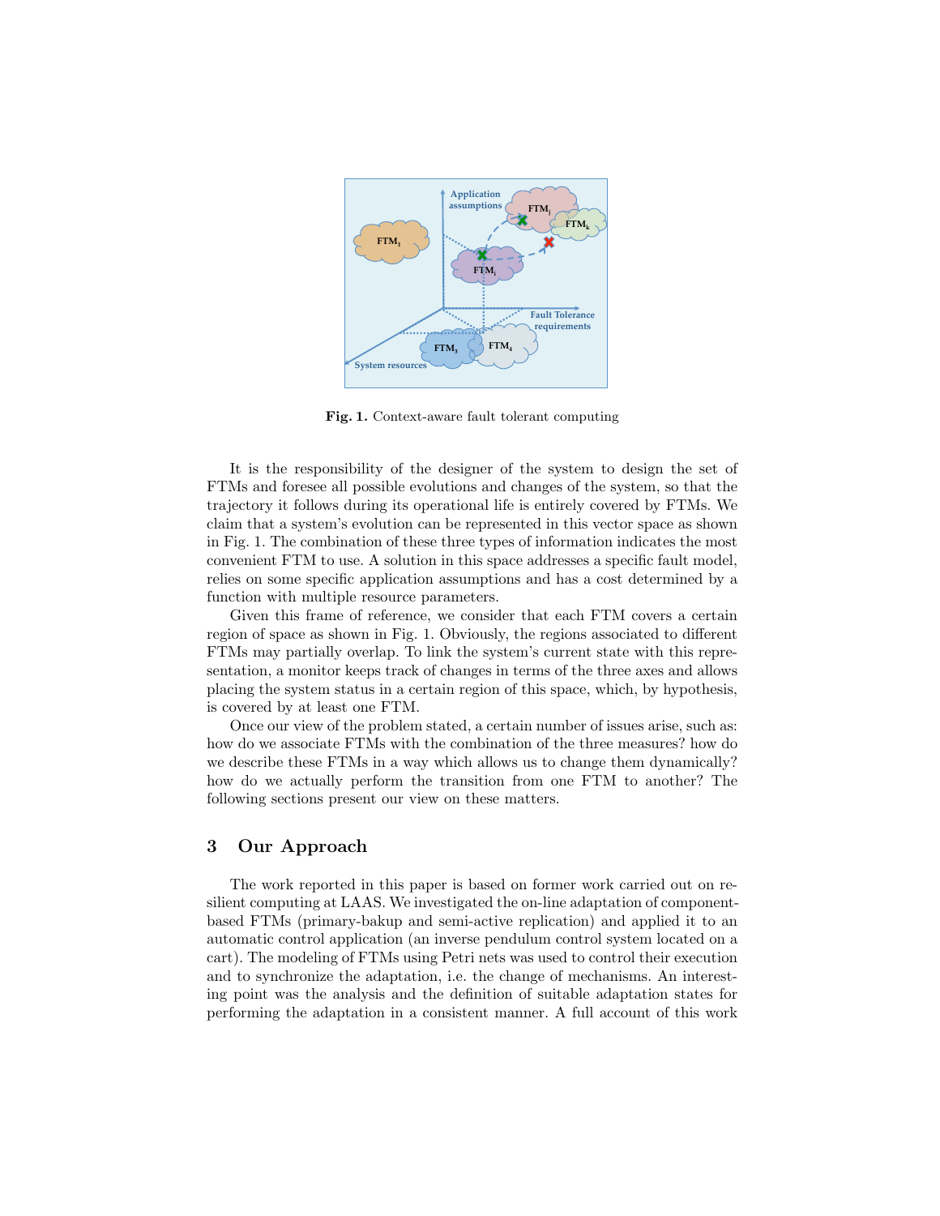Application assumptions

Fault Tolerance requirements

System resources

$FTM_1$

$FTM_i$

$FTM_j$

$FTM_k$

$FTM_3$

$FTM_4$

**Fig. 1.** Context-aware fault tolerant computing

It is the responsibility of the designer of the system to design the set of FTMs and foresee all possible evolutions and changes of the system, so that the trajectory it follows during its operational life is entirely covered by FTMs. We claim that a system's evolution can be represented in this vector space as shown in Fig. 1. The combination of these three types of information indicates the most convenient FTM to use. A solution in this space addresses a specific fault model, relies on some specific application assumptions and has a cost determined by a function with multiple resource parameters.

Given this frame of reference, we consider that each FTM covers a certain region of space as shown in Fig. 1. Obviously, the regions associated to different FTMs may partially overlap. To link the system's current state with this representation, a monitor keeps track of changes in terms of the three axes and allows placing the system status in a certain region of this space, which, by hypothesis, is covered by at least one FTM.

Once our view of the problem stated, a certain number of issues arise, such as: how do we associate FTMs with the combination of the three measures? how do we describe these FTMs in a way which allows us to change them dynamically? how do we actually perform the transition from one FTM to another? The following sections present our view on these matters.

## 3 Our Approach

The work reported in this paper is based on former work carried out on resilient computing at LAAS. We investigated the on-line adaptation of component-based FTMs (primary-bakup and semi-active replication) and applied it to an automatic control application (an inverse pendulum control system located on a cart). The modeling of FTMs using Petri nets was used to control their execution and to synchronize the adaptation, i.e. the change of mechanisms. An interesting point was the analysis and the definition of suitable adaptation states for performing the adaptation in a consistent manner. A full account of this work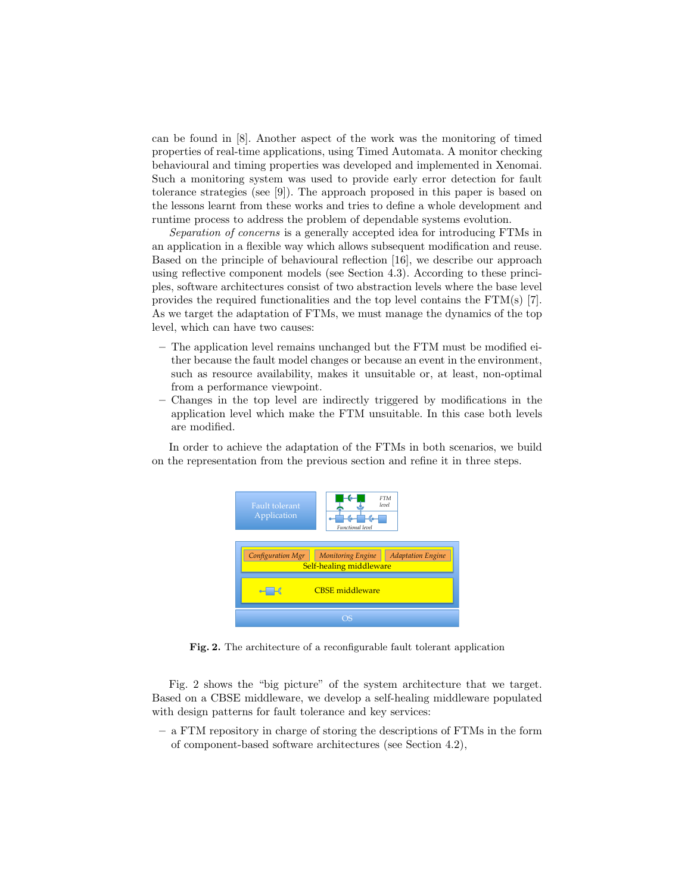can be found in [8]. Another aspect of the work was the monitoring of timed properties of real-time applications, using Timed Automata. A monitor checking behavioural and timing properties was developed and implemented in Xenomai. Such a monitoring system was used to provide early error detection for fault tolerance strategies (see [9]). The approach proposed in this paper is based on the lessons learnt from these works and tries to define a whole development and runtime process to address the problem of dependable systems evolution.

*Separation of concerns* is a generally accepted idea for introducing FTMs in an application in a flexible way which allows subsequent modification and reuse. Based on the principle of behavioural reflection [16], we describe our approach using reflective component models (see Section 4.3). According to these principles, software architectures consist of two abstraction levels where the base level provides the required functionalities and the top level contains the FTM(s) [7]. As we target the adaptation of FTMs, we must manage the dynamics of the top level, which can have two causes:

- The application level remains unchanged but the FTM must be modified either because the fault model changes or because an event in the environment, such as resource availability, makes it unsuitable or, at least, non-optimal from a performance viewpoint.
- Changes in the top level are indirectly triggered by modifications in the application level which make the FTM unsuitable. In this case both levels are modified.

In order to achieve the adaptation of the FTMs in both scenarios, we build on the representation from the previous section and refine it in three steps.

**Fig. 2.** The architecture of a reconfigurable fault tolerant application

Fig. 2 shows the "big picture" of the system architecture that we target. Based on a CBSE middleware, we develop a self-healing middleware populated with design patterns for fault tolerance and key services:

- a FTM repository in charge of storing the descriptions of FTMs in the form of component-based software architectures (see Section 4.2),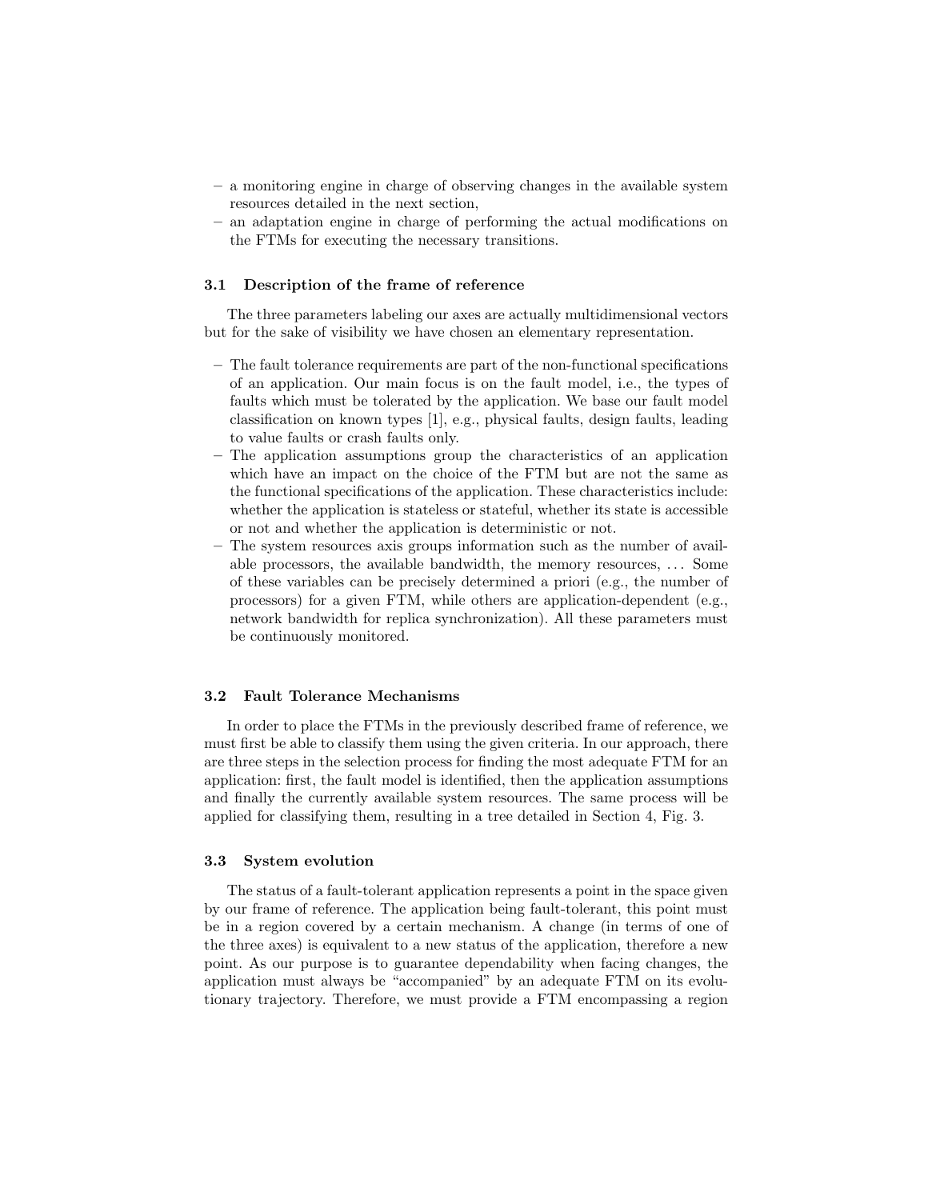- a monitoring engine in charge of observing changes in the available system resources detailed in the next section,
- an adaptation engine in charge of performing the actual modifications on the FTMs for executing the necessary transitions.

### 3.1 Description of the frame of reference

The three parameters labeling our axes are actually multidimensional vectors but for the sake of visibility we have chosen an elementary representation.

- The fault tolerance requirements are part of the non-functional specifications of an application. Our main focus is on the fault model, i.e., the types of faults which must be tolerated by the application. We base our fault model classification on known types [1], e.g., physical faults, design faults, leading to value faults or crash faults only.
- The application assumptions group the characteristics of an application which have an impact on the choice of the FTM but are not the same as the functional specifications of the application. These characteristics include: whether the application is stateless or stateful, whether its state is accessible or not and whether the application is deterministic or not.
- The system resources axis groups information such as the number of available processors, the available bandwidth, the memory resources, ... Some of these variables can be precisely determined a priori (e.g., the number of processors) for a given FTM, while others are application-dependent (e.g., network bandwidth for replica synchronization). All these parameters must be continuously monitored.

### 3.2 Fault Tolerance Mechanisms

In order to place the FTMs in the previously described frame of reference, we must first be able to classify them using the given criteria. In our approach, there are three steps in the selection process for finding the most adequate FTM for an application: first, the fault model is identified, then the application assumptions and finally the currently available system resources. The same process will be applied for classifying them, resulting in a tree detailed in Section 4, Fig. 3.

### 3.3 System evolution

The status of a fault-tolerant application represents a point in the space given by our frame of reference. The application being fault-tolerant, this point must be in a region covered by a certain mechanism. A change (in terms of one of the three axes) is equivalent to a new status of the application, therefore a new point. As our purpose is to guarantee dependability when facing changes, the application must always be "accompanied" by an adequate FTM on its evolutionary trajectory. Therefore, we must provide a FTM encompassing a region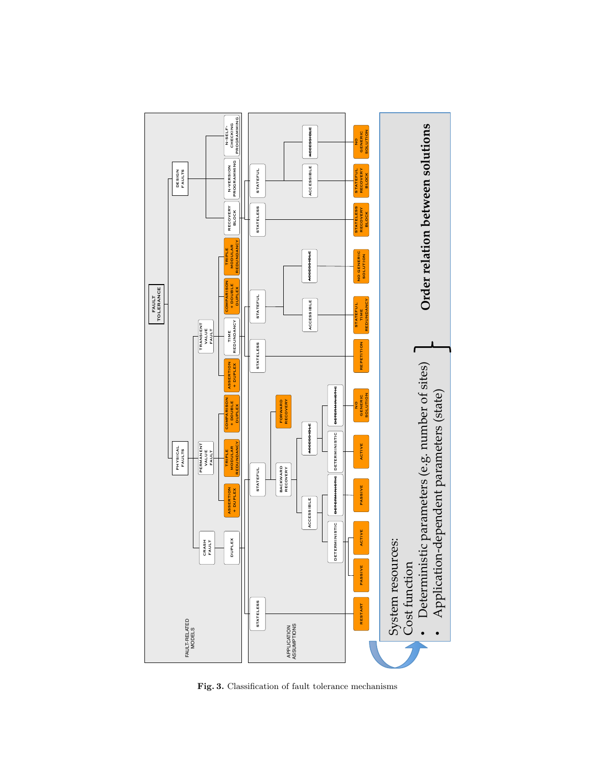**Fig. 3.** Classification of fault tolerance mechanisms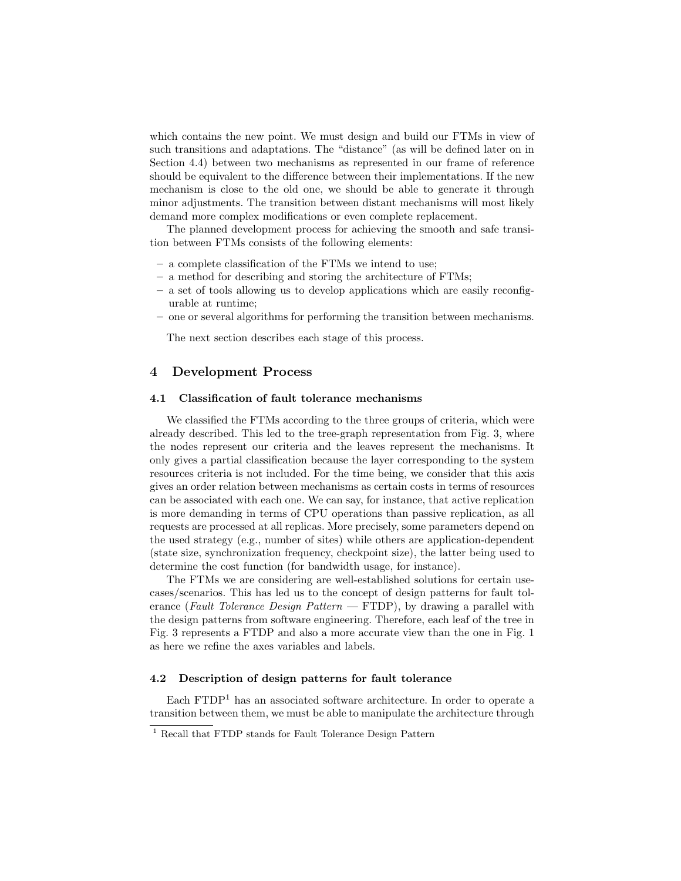which contains the new point. We must design and build our FTMs in view of such transitions and adaptations. The "distance" (as will be defined later on in Section 4.4) between two mechanisms as represented in our frame of reference should be equivalent to the difference between their implementations. If the new mechanism is close to the old one, we should be able to generate it through minor adjustments. The transition between distant mechanisms will most likely demand more complex modifications or even complete replacement.

The planned development process for achieving the smooth and safe transition between FTMs consists of the following elements:

- a complete classification of the FTMs we intend to use;
- a method for describing and storing the architecture of FTMs;
- a set of tools allowing us to develop applications which are easily reconfigurable at runtime;
- one or several algorithms for performing the transition between mechanisms.

The next section describes each stage of this process.

## 4 Development Process

### 4.1 Classification of fault tolerance mechanisms

We classified the FTMs according to the three groups of criteria, which were already described. This led to the tree-graph representation from Fig. 3, where the nodes represent our criteria and the leaves represent the mechanisms. It only gives a partial classification because the layer corresponding to the system resources criteria is not included. For the time being, we consider that this axis gives an order relation between mechanisms as certain costs in terms of resources can be associated with each one. We can say, for instance, that active replication is more demanding in terms of CPU operations than passive replication, as all requests are processed at all replicas. More precisely, some parameters depend on the used strategy (e.g., number of sites) while others are application-dependent (state size, synchronization frequency, checkpoint size), the latter being used to determine the cost function (for bandwidth usage, for instance).

The FTMs we are considering are well-established solutions for certain use-cases/scenarios. This has led us to the concept of design patterns for fault tolerance (*Fault Tolerance Design Pattern* — FTDP), by drawing a parallel with the design patterns from software engineering. Therefore, each leaf of the tree in Fig. 3 represents a FTDP and also a more accurate view than the one in Fig. 1 as here we refine the axes variables and labels.

### 4.2 Description of design patterns for fault tolerance

Each FTDP[1] has an associated software architecture. In order to operate a transition between them, we must be able to manipulate the architecture through

[1] Recall that FTDP stands for Fault Tolerance Design Pattern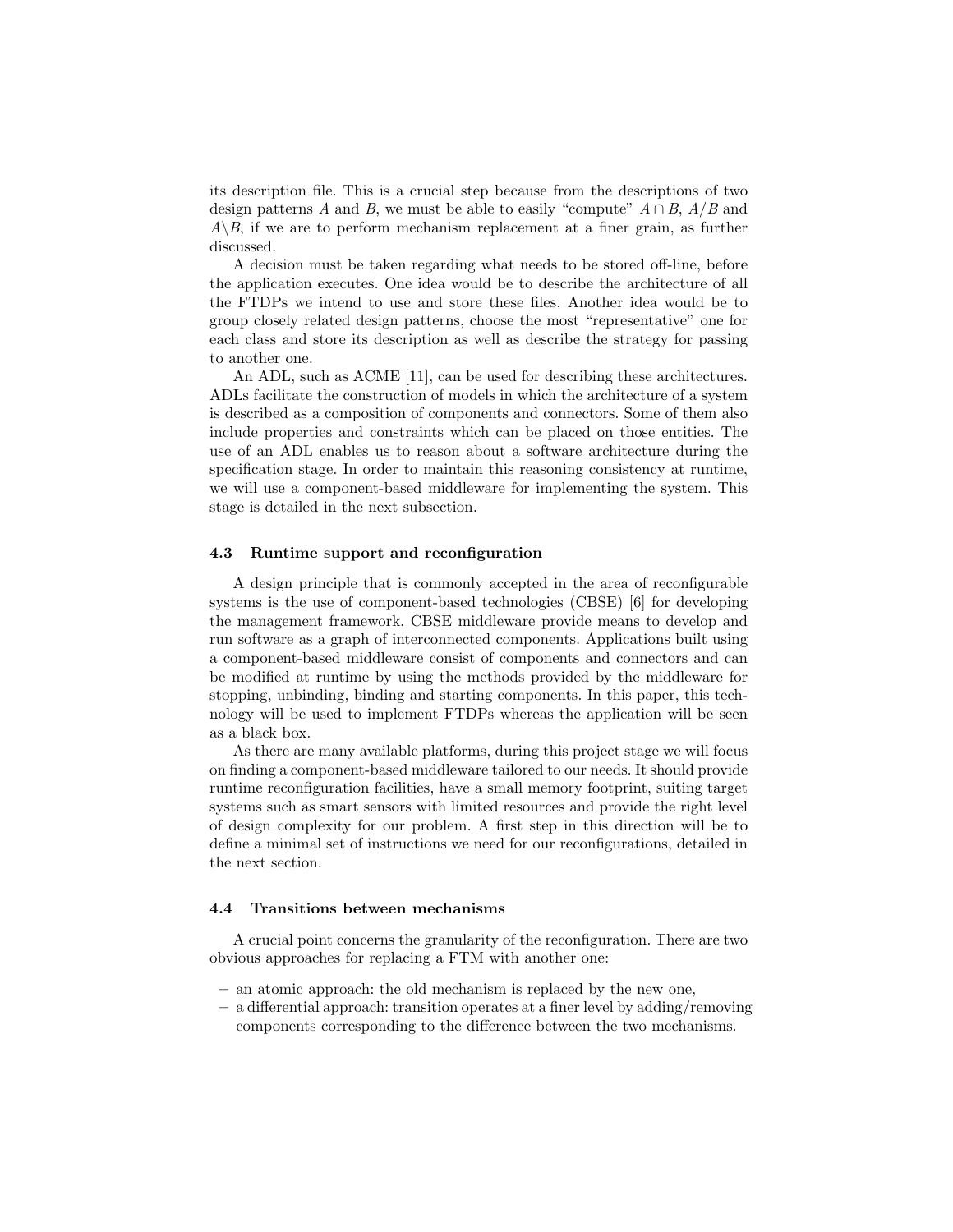its description file. This is a crucial step because from the descriptions of two design patterns $A$ and $B$, we must be able to easily "compute" $A \cap B$, $A/B$ and $A \backslash B$, if we are to perform mechanism replacement at a finer grain, as further discussed.

A decision must be taken regarding what needs to be stored off-line, before the application executes. One idea would be to describe the architecture of all the FTDPs we intend to use and store these files. Another idea would be to group closely related design patterns, choose the most "representative" one for each class and store its description as well as describe the strategy for passing to another one.

An ADL, such as ACME [11], can be used for describing these architectures. ADLs facilitate the construction of models in which the architecture of a system is described as a composition of components and connectors. Some of them also include properties and constraints which can be placed on those entities. The use of an ADL enables us to reason about a software architecture during the specification stage. In order to maintain this reasoning consistency at runtime, we will use a component-based middleware for implementing the system. This stage is detailed in the next subsection.

### 4.3 Runtime support and reconfiguration

A design principle that is commonly accepted in the area of reconfigurable systems is the use of component-based technologies (CBSE) [6] for developing the management framework. CBSE middleware provide means to develop and run software as a graph of interconnected components. Applications built using a component-based middleware consist of components and connectors and can be modified at runtime by using the methods provided by the middleware for stopping, unbinding, binding and starting components. In this paper, this technology will be used to implement FTDPs whereas the application will be seen as a black box.

As there are many available platforms, during this project stage we will focus on finding a component-based middleware tailored to our needs. It should provide runtime reconfiguration facilities, have a small memory footprint, suiting target systems such as smart sensors with limited resources and provide the right level of design complexity for our problem. A first step in this direction will be to define a minimal set of instructions we need for our reconfigurations, detailed in the next section.

### 4.4 Transitions between mechanisms

A crucial point concerns the granularity of the reconfiguration. There are two obvious approaches for replacing a FTM with another one:

- an atomic approach: the old mechanism is replaced by the new one,
- a differential approach: transition operates at a finer level by adding/removing components corresponding to the difference between the two mechanisms.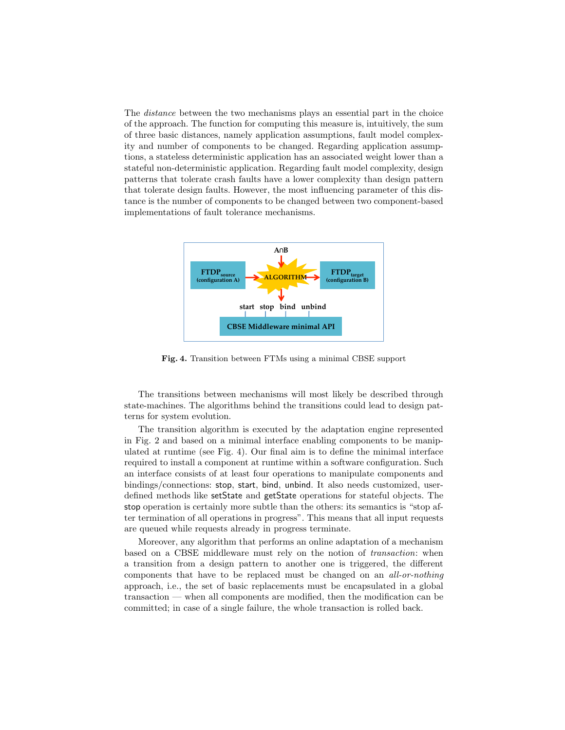The *distance* between the two mechanisms plays an essential part in the choice of the approach. The function for computing this measure is, intuitively, the sum of three basic distances, namely application assumptions, fault model complexity and number of components to be changed. Regarding application assumptions, a stateless deterministic application has an associated weight lower than a stateful non-deterministic application. Regarding fault model complexity, design patterns that tolerate crash faults have a lower complexity than design pattern that tolerate design faults. However, the most influencing parameter of this distance is the number of components to be changed between two component-based implementations of fault tolerance mechanisms.

A∩B

FTDP$_{source}$ (configuration A)

ALGORITHM

FTDP$_{target}$ (configuration B)

start stop bind unbind

CBSE Middleware minimal API

**Fig. 4.** Transition between FTMs using a minimal CBSE support

The transitions between mechanisms will most likely be described through state-machines. The algorithms behind the transitions could lead to design patterns for system evolution.

The transition algorithm is executed by the adaptation engine represented in Fig. 2 and based on a minimal interface enabling components to be manipulated at runtime (see Fig. 4). Our final aim is to define the minimal interface required to install a component at runtime within a software configuration. Such an interface consists of at least four operations to manipulate components and bindings/connections: stop, start, bind, unbind. It also needs customized, user-defined methods like setState and getState operations for stateful objects. The stop operation is certainly more subtle than the others: its semantics is "stop after termination of all operations in progress". This means that all input requests are queued while requests already in progress terminate.

Moreover, any algorithm that performs an online adaptation of a mechanism based on a CBSE middleware must rely on the notion of *transaction*: when a transition from a design pattern to another one is triggered, the different components that have to be replaced must be changed on an *all-or-nothing* approach, i.e., the set of basic replacements must be encapsulated in a global transaction — when all components are modified, then the modification can be committed; in case of a single failure, the whole transaction is rolled back.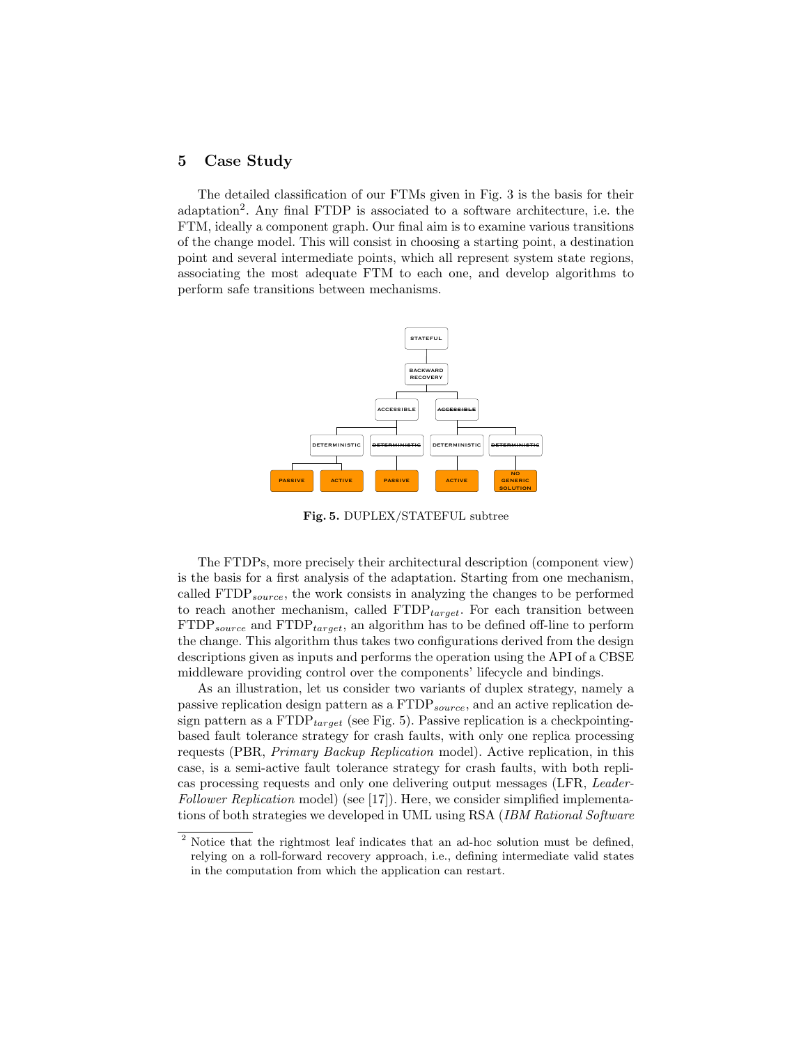## 5 Case Study

The detailed classification of our FTMs given in Fig. 3 is the basis for their adaptation[2]. Any final FTDP is associated to a software architecture, i.e. the FTM, ideally a component graph. Our final aim is to examine various transitions of the change model. This will consist in choosing a starting point, a destination point and several intermediate points, which all represent system state regions, associating the most adequate FTM to each one, and develop algorithms to perform safe transitions between mechanisms.

**Fig. 5.** DUPLEX/STATEFUL subtree

The FTDPs, more precisely their architectural description (component view) is the basis for a first analysis of the adaptation. Starting from one mechanism, called FTDP$_{source}$, the work consists in analyzing the changes to be performed to reach another mechanism, called FTDP$_{target}$. For each transition between FTDP$_{source}$ and FTDP$_{target}$, an algorithm has to be defined off-line to perform the change. This algorithm thus takes two configurations derived from the design descriptions given as inputs and performs the operation using the API of a CBSE middleware providing control over the components' lifecycle and bindings.

As an illustration, let us consider two variants of duplex strategy, namely a passive replication design pattern as a FTDP$_{source}$, and an active replication design pattern as a FTDP$_{target}$ (see Fig. 5). Passive replication is a checkpointing-based fault tolerance strategy for crash faults, with only one replica processing requests (PBR, *Primary Backup Replication* model). Active replication, in this case, is a semi-active fault tolerance strategy for crash faults, with both replicas processing requests and only one delivering output messages (LFR, *Leader-Follower Replication* model) (see [17]). Here, we consider simplified implementations of both strategies we developed in UML using RSA (*IBM Rational Software*

[2] Notice that the rightmost leaf indicates that an ad-hoc solution must be defined, relying on a roll-forward recovery approach, i.e., defining intermediate valid states in the computation from which the application can restart.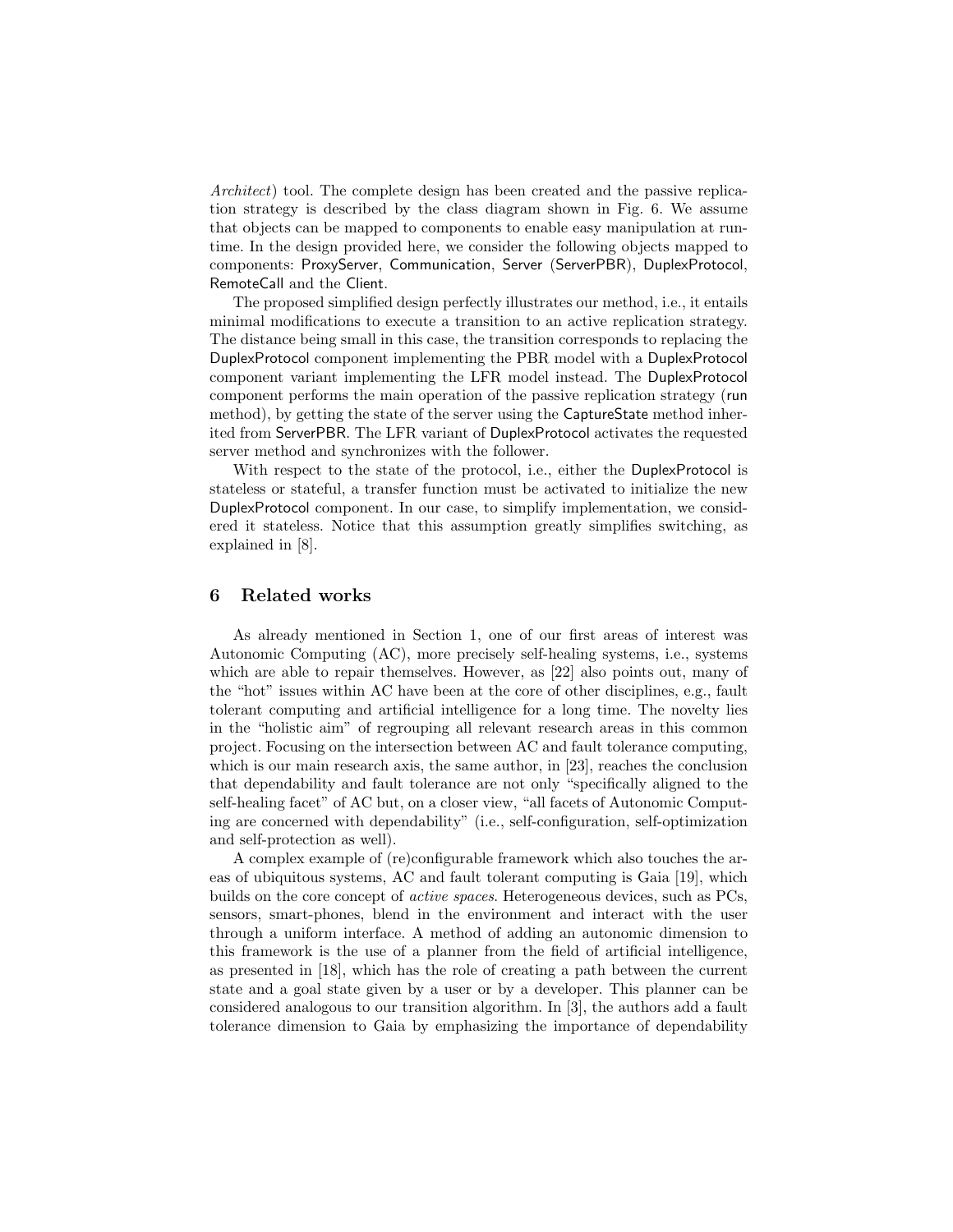*Architect*) tool. The complete design has been created and the passive replication strategy is described by the class diagram shown in Fig. 6. We assume that objects can be mapped to components to enable easy manipulation at runtime. In the design provided here, we consider the following objects mapped to components: ProxyServer, Communication, Server (ServerPBR), DuplexProtocol, RemoteCall and the Client.

The proposed simplified design perfectly illustrates our method, i.e., it entails minimal modifications to execute a transition to an active replication strategy. The distance being small in this case, the transition corresponds to replacing the DuplexProtocol component implementing the PBR model with a DuplexProtocol component variant implementing the LFR model instead. The DuplexProtocol component performs the main operation of the passive replication strategy (run method), by getting the state of the server using the CaptureState method inherited from ServerPBR. The LFR variant of DuplexProtocol activates the requested server method and synchronizes with the follower.

With respect to the state of the protocol, i.e., either the DuplexProtocol is stateless or stateful, a transfer function must be activated to initialize the new DuplexProtocol component. In our case, to simplify implementation, we considered it stateless. Notice that this assumption greatly simplifies switching, as explained in [8].

## 6 Related works

As already mentioned in Section 1, one of our first areas of interest was Autonomic Computing (AC), more precisely self-healing systems, i.e., systems which are able to repair themselves. However, as [22] also points out, many of the "hot" issues within AC have been at the core of other disciplines, e.g., fault tolerant computing and artificial intelligence for a long time. The novelty lies in the "holistic aim" of regrouping all relevant research areas in this common project. Focusing on the intersection between AC and fault tolerance computing, which is our main research axis, the same author, in [23], reaches the conclusion that dependability and fault tolerance are not only "specifically aligned to the self-healing facet" of AC but, on a closer view, "all facets of Autonomic Computing are concerned with dependability" (i.e., self-configuration, self-optimization and self-protection as well).

A complex example of (re)configurable framework which also touches the areas of ubiquitous systems, AC and fault tolerant computing is Gaia [19], which builds on the core concept of *active spaces*. Heterogeneous devices, such as PCs, sensors, smart-phones, blend in the environment and interact with the user through a uniform interface. A method of adding an autonomic dimension to this framework is the use of a planner from the field of artificial intelligence, as presented in [18], which has the role of creating a path between the current state and a goal state given by a user or by a developer. This planner can be considered analogous to our transition algorithm. In [3], the authors add a fault tolerance dimension to Gaia by emphasizing the importance of dependability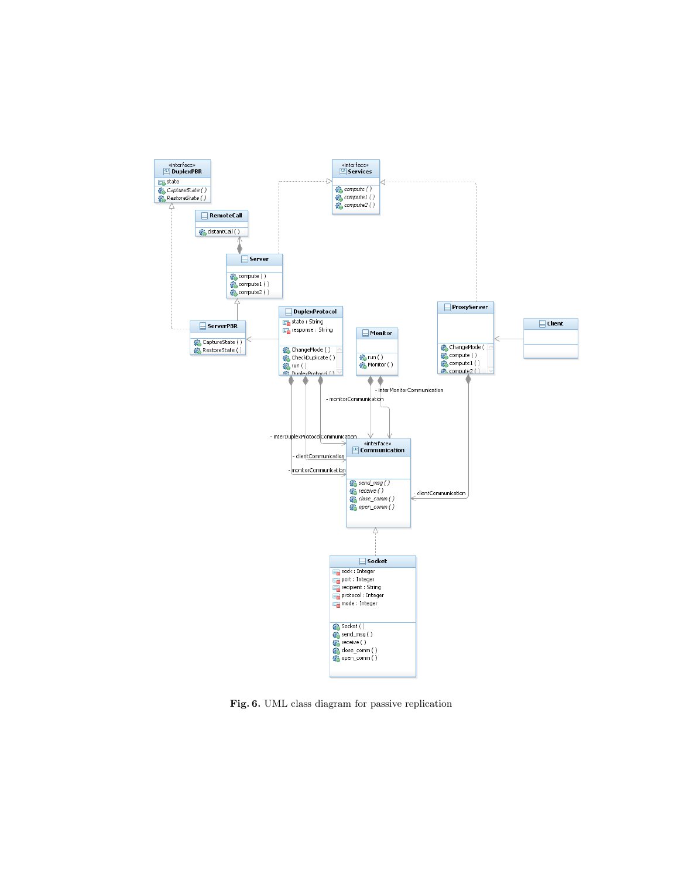**Fig. 6.** UML class diagram for passive replication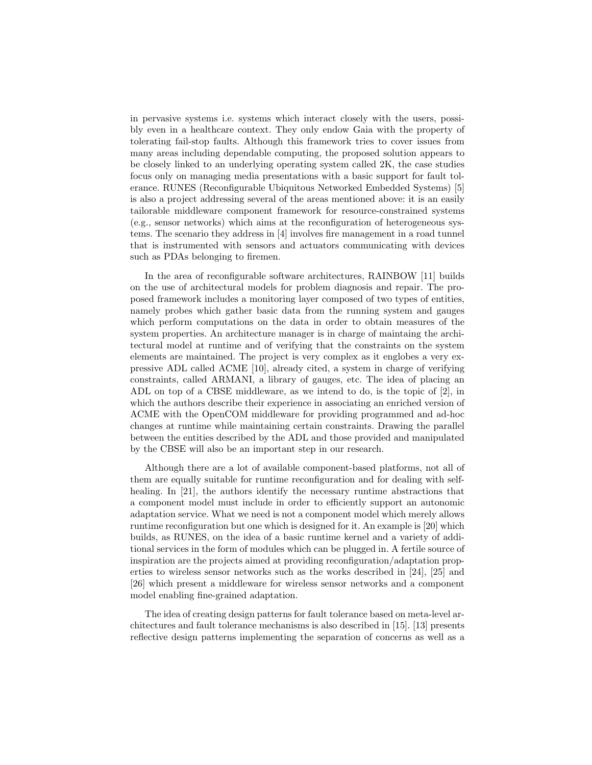in pervasive systems i.e. systems which interact closely with the users, possibly even in a healthcare context. They only endow Gaia with the property of tolerating fail-stop faults. Although this framework tries to cover issues from many areas including dependable computing, the proposed solution appears to be closely linked to an underlying operating system called 2K, the case studies focus only on managing media presentations with a basic support for fault tolerance. RUNES (Reconfigurable Ubiquitous Networked Embedded Systems) [5] is also a project addressing several of the areas mentioned above: it is an easily tailorable middleware component framework for resource-constrained systems (e.g., sensor networks) which aims at the reconfiguration of heterogeneous systems. The scenario they address in [4] involves fire management in a road tunnel that is instrumented with sensors and actuators communicating with devices such as PDAs belonging to firemen.

In the area of reconfigurable software architectures, RAINBOW [11] builds on the use of architectural models for problem diagnosis and repair. The proposed framework includes a monitoring layer composed of two types of entities, namely probes which gather basic data from the running system and gauges which perform computations on the data in order to obtain measures of the system properties. An architecture manager is in charge of maintaing the architectural model at runtime and of verifying that the constraints on the system elements are maintained. The project is very complex as it englobes a very expressive ADL called ACME [10], already cited, a system in charge of verifying constraints, called ARMANI, a library of gauges, etc. The idea of placing an ADL on top of a CBSE middleware, as we intend to do, is the topic of [2], in which the authors describe their experience in associating an enriched version of ACME with the OpenCOM middleware for providing programmed and ad-hoc changes at runtime while maintaining certain constraints. Drawing the parallel between the entities described by the ADL and those provided and manipulated by the CBSE will also be an important step in our research.

Although there are a lot of available component-based platforms, not all of them are equally suitable for runtime reconfiguration and for dealing with self-healing. In [21], the authors identify the necessary runtime abstractions that a component model must include in order to efficiently support an autonomic adaptation service. What we need is not a component model which merely allows runtime reconfiguration but one which is designed for it. An example is [20] which builds, as RUNES, on the idea of a basic runtime kernel and a variety of additional services in the form of modules which can be plugged in. A fertile source of inspiration are the projects aimed at providing reconfiguration/adaptation properties to wireless sensor networks such as the works described in [24], [25] and [26] which present a middleware for wireless sensor networks and a component model enabling fine-grained adaptation.

The idea of creating design patterns for fault tolerance based on meta-level architectures and fault tolerance mechanisms is also described in [15]. [13] presents reflective design patterns implementing the separation of concerns as well as a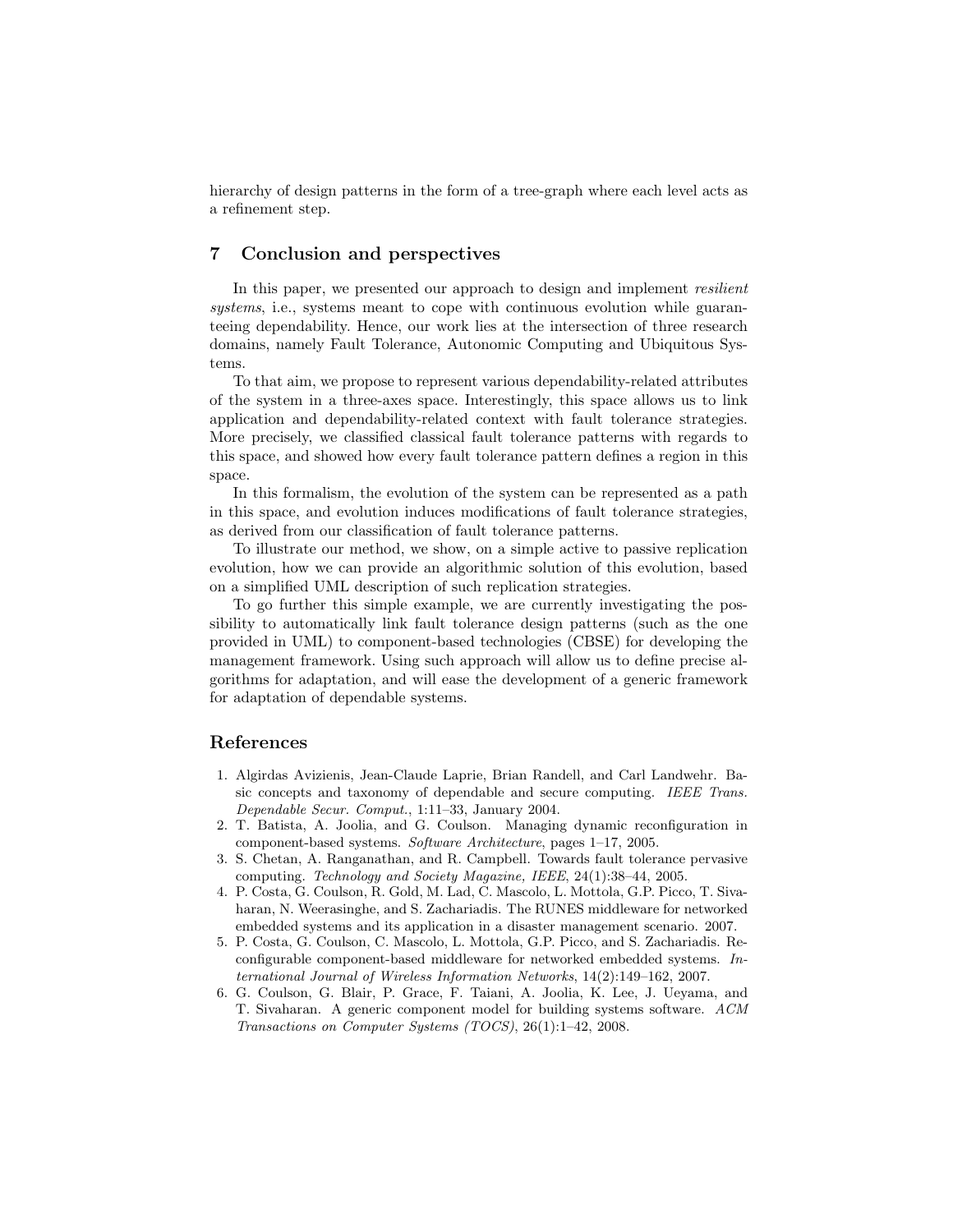hierarchy of design patterns in the form of a tree-graph where each level acts as a refinement step.

## 7 Conclusion and perspectives

In this paper, we presented our approach to design and implement *resilient systems*, i.e., systems meant to cope with continuous evolution while guaranteeing dependability. Hence, our work lies at the intersection of three research domains, namely Fault Tolerance, Autonomic Computing and Ubiquitous Systems.

To that aim, we propose to represent various dependability-related attributes of the system in a three-axes space. Interestingly, this space allows us to link application and dependability-related context with fault tolerance strategies. More precisely, we classified classical fault tolerance patterns with regards to this space, and showed how every fault tolerance pattern defines a region in this space.

In this formalism, the evolution of the system can be represented as a path in this space, and evolution induces modifications of fault tolerance strategies, as derived from our classification of fault tolerance patterns.

To illustrate our method, we show, on a simple active to passive replication evolution, how we can provide an algorithmic solution of this evolution, based on a simplified UML description of such replication strategies.

To go further this simple example, we are currently investigating the possibility to automatically link fault tolerance design patterns (such as the one provided in UML) to component-based technologies (CBSE) for developing the management framework. Using such approach will allow us to define precise algorithms for adaptation, and will ease the development of a generic framework for adaptation of dependable systems.

## References

1. Algirdas Avizienis, Jean-Claude Laprie, Brian Randell, and Carl Landwehr. Basic concepts and taxonomy of dependable and secure computing. *IEEE Trans. Dependable Secur. Comput.*, 1:11–33, January 2004.
2. T. Batista, A. Joolia, and G. Coulson. Managing dynamic reconfiguration in component-based systems. *Software Architecture*, pages 1–17, 2005.
3. S. Chetan, A. Ranganathan, and R. Campbell. Towards fault tolerance pervasive computing. *Technology and Society Magazine, IEEE*, 24(1):38–44, 2005.
4. P. Costa, G. Coulson, R. Gold, M. Lad, C. Mascolo, L. Mottola, G.P. Picco, T. Sivaharan, N. Weerasinghe, and S. Zachariadis. The RUNES middleware for networked embedded systems and its application in a disaster management scenario. 2007.
5. P. Costa, G. Coulson, C. Mascolo, L. Mottola, G.P. Picco, and S. Zachariadis. Reconfigurable component-based middleware for networked embedded systems. *International Journal of Wireless Information Networks*, 14(2):149–162, 2007.
6. G. Coulson, G. Blair, P. Grace, F. Taiani, A. Joolia, K. Lee, J. Ueyama, and T. Sivaharan. A generic component model for building systems software. *ACM Transactions on Computer Systems (TOCS)*, 26(1):1–42, 2008.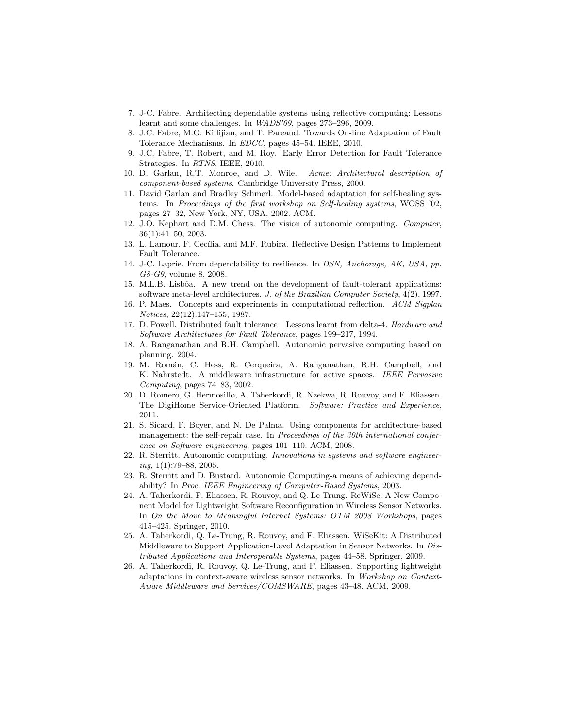7. J-C. Fabre. Architecting dependable systems using reflective computing: Lessons learnt and some challenges. In *WADS'09*, pages 273–296, 2009.
8. J.C. Fabre, M.O. Killijian, and T. Pareaud. Towards On-line Adaptation of Fault Tolerance Mechanisms. In *EDCC*, pages 45–54. IEEE, 2010.
9. J.C. Fabre, T. Robert, and M. Roy. Early Error Detection for Fault Tolerance Strategies. In *RTNS*. IEEE, 2010.
10. D. Garlan, R.T. Monroe, and D. Wile. *Acme: Architectural description of component-based systems*. Cambridge University Press, 2000.
11. David Garlan and Bradley Schmerl. Model-based adaptation for self-healing systems. In *Proceedings of the first workshop on Self-healing systems*, WOSS '02, pages 27–32, New York, NY, USA, 2002. ACM.
12. J.O. Kephart and D.M. Chess. The vision of autonomic computing. *Computer*, 36(1):41–50, 2003.
13. L. Lamour, F. Cecília, and M.F. Rubira. Reflective Design Patterns to Implement Fault Tolerance.
14. J-C. Laprie. From dependability to resilience. In *DSN, Anchorage, AK, USA, pp. G8-G9*, volume 8, 2008.
15. M.L.B. Lisbôa. A new trend on the development of fault-tolerant applications: software meta-level architectures. *J. of the Brazilian Computer Society*, 4(2), 1997.
16. P. Maes. Concepts and experiments in computational reflection. *ACM Sigplan Notices*, 22(12):147–155, 1987.
17. D. Powell. Distributed fault tolerance—Lessons learnt from delta-4. *Hardware and Software Architectures for Fault Tolerance*, pages 199–217, 1994.
18. A. Ranganathan and R.H. Campbell. Autonomic pervasive computing based on planning. 2004.
19. M. Román, C. Hess, R. Cerqueira, A. Ranganathan, R.H. Campbell, and K. Nahrstedt. A middleware infrastructure for active spaces. *IEEE Pervasive Computing*, pages 74–83, 2002.
20. D. Romero, G. Hermosillo, A. Taherkordi, R. Nzekwa, R. Rouvoy, and F. Eliassen. The DigiHome Service-Oriented Platform. *Software: Practice and Experience*, 2011.
21. S. Sicard, F. Boyer, and N. De Palma. Using components for architecture-based management: the self-repair case. In *Proceedings of the 30th international conference on Software engineering*, pages 101–110. ACM, 2008.
22. R. Sterritt. Autonomic computing. *Innovations in systems and software engineering*, 1(1):79–88, 2005.
23. R. Sterritt and D. Bustard. Autonomic Computing-a means of achieving dependability? In *Proc. IEEE Engineering of Computer-Based Systems*, 2003.
24. A. Taherkordi, F. Eliassen, R. Rouvoy, and Q. Le-Trung. ReWiSe: A New Component Model for Lightweight Software Reconfiguration in Wireless Sensor Networks. In *On the Move to Meaningful Internet Systems: OTM 2008 Workshops*, pages 415–425. Springer, 2010.
25. A. Taherkordi, Q. Le-Trung, R. Rouvoy, and F. Eliassen. WiSeKit: A Distributed Middleware to Support Application-Level Adaptation in Sensor Networks. In *Distributed Applications and Interoperable Systems*, pages 44–58. Springer, 2009.
26. A. Taherkordi, R. Rouvoy, Q. Le-Trung, and F. Eliassen. Supporting lightweight adaptations in context-aware wireless sensor networks. In *Workshop on Context-Aware Middleware and Services/COMSWARE*, pages 43–48. ACM, 2009.